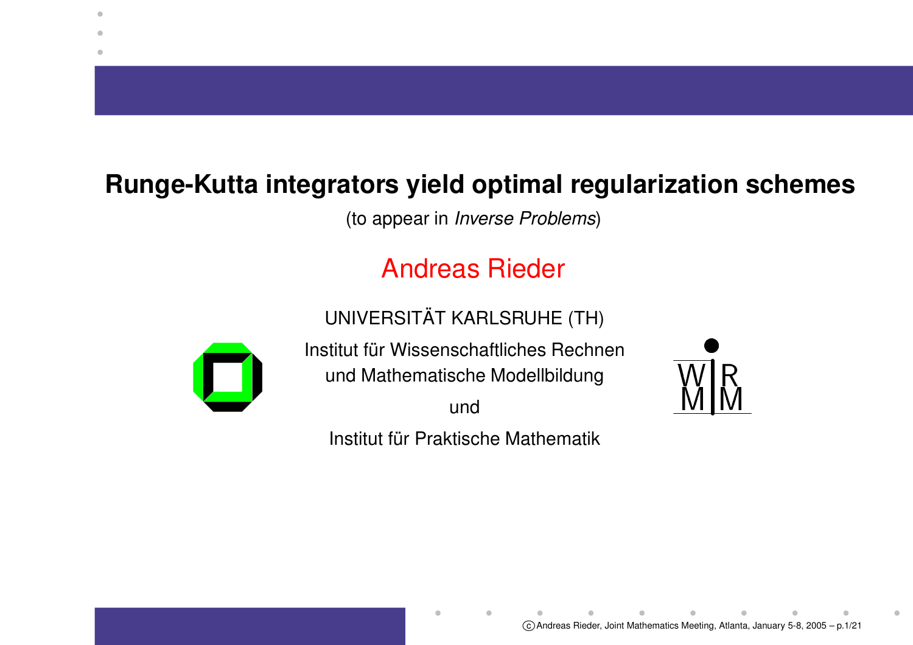# Runge-Kutta integrators yield optimal regularization schemes

(to appear in *Inverse Problems*)

## Andreas Rieder

UNIVERSITÄT KARLSRUHE (TH)

Institut für Wissenschaftliches Rechnen
und Mathematische Modellbildung

und

Institut für Praktische Mathematik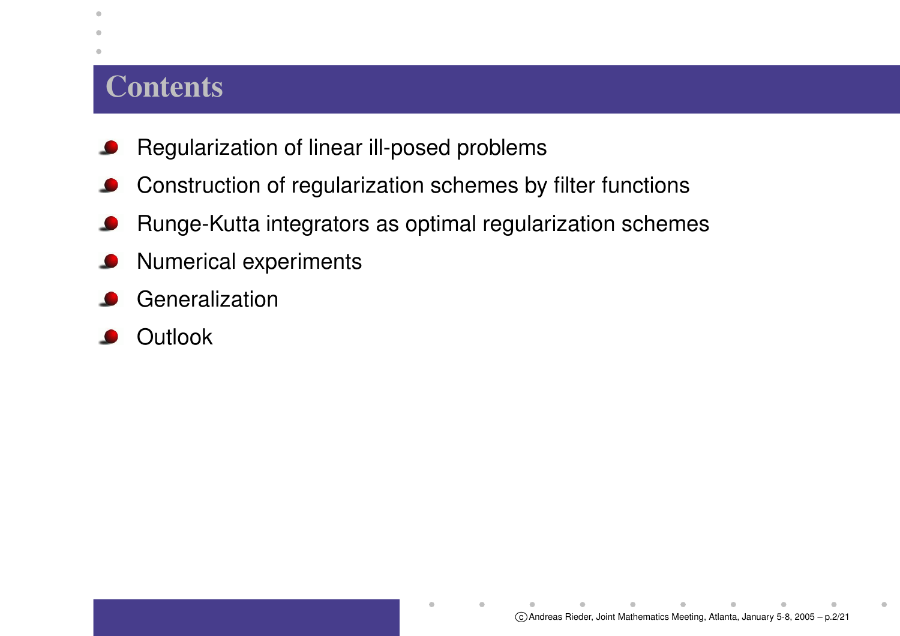# Contents

- Regularization of linear ill-posed problems
- Construction of regularization schemes by filter functions
- Runge-Kutta integrators as optimal regularization schemes
- Numerical experiments
- Generalization
- Outlook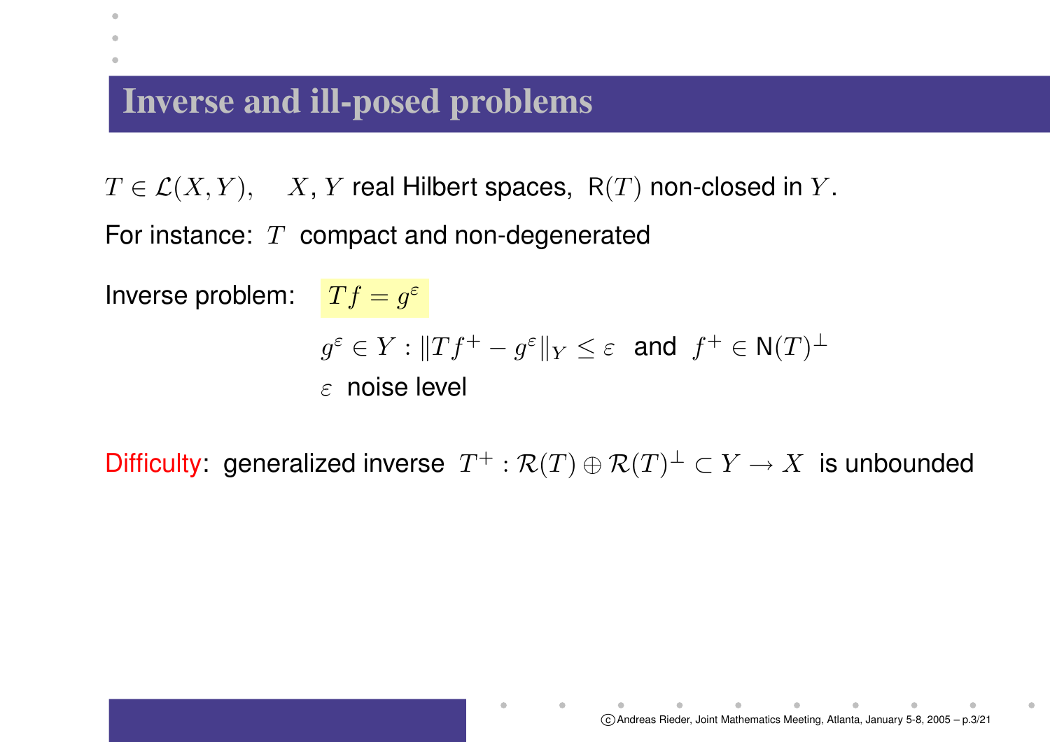# Inverse and ill-posed problems

$T \in \mathcal{L}(X,Y)$, $X$, $Y$ real Hilbert spaces, $\mathsf{R}(T)$ non-closed in $Y$.

For instance: $T$ compact and non-degenerated

Inverse problem: $Tf = g^\varepsilon$

$g^\varepsilon \in Y : \|Tf^+ - g^\varepsilon\|_Y \leq \varepsilon$ and $f^+ \in \mathsf{N}(T)^\perp$

$\varepsilon$ noise level

Difficulty: generalized inverse $T^+ : \mathcal{R}(T) \oplus \mathcal{R}(T)^\perp \subset Y \to X$ is unbounded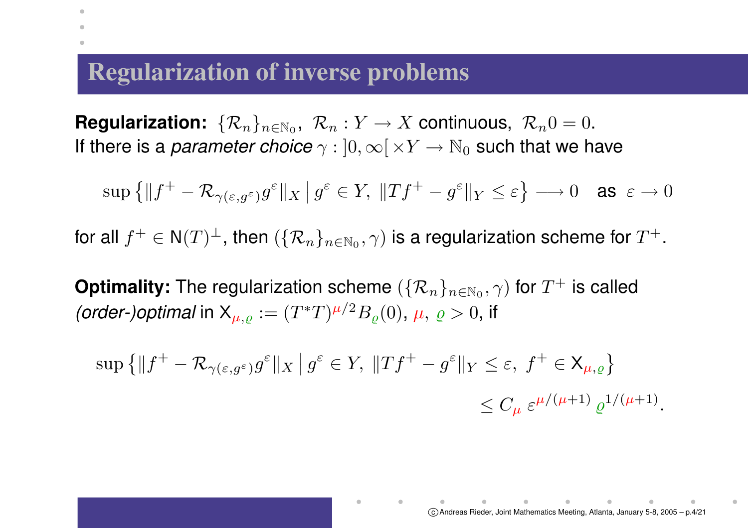# Regularization of inverse problems

**Regularization:** $\{\mathcal{R}_n\}_{n\in\mathbb{N}_0}$, $\mathcal{R}_n : Y \to X$ continuous, $\mathcal{R}_n 0 = 0$.
If there is a *parameter choice* $\gamma : ]0,\infty[\, \times Y \to \mathbb{N}_0$ such that we have

$$\sup\left\{\|f^+ - \mathcal{R}_{\gamma(\varepsilon,g^\varepsilon)} g^\varepsilon\|_X \,\middle|\, g^\varepsilon \in Y,\ \|Tf^+ - g^\varepsilon\|_Y \le \varepsilon\right\} \longrightarrow 0 \quad \text{as } \varepsilon \to 0$$

for all $f^+ \in \mathsf{N}(T)^\perp$, then $(\{\mathcal{R}_n\}_{n\in\mathbb{N}_0}, \gamma)$ is a regularization scheme for $T^+$.

**Optimality:** The regularization scheme $(\{\mathcal{R}_n\}_{n\in\mathbb{N}_0}, \gamma)$ for $T^+$ is called *(order-)optimal* in $\mathsf{X}_{\mu,\varrho} := (T^*T)^{\mu/2} B_\varrho(0)$, $\mu$, $\varrho > 0$, if

$$\sup\left\{\|f^+ - \mathcal{R}_{\gamma(\varepsilon,g^\varepsilon)} g^\varepsilon\|_X \,\middle|\, g^\varepsilon \in Y,\ \|Tf^+ - g^\varepsilon\|_Y \le \varepsilon,\ f^+ \in \mathsf{X}_{\mu,\varrho}\right\} \le C_\mu\, \varepsilon^{\mu/(\mu+1)}\, \varrho^{1/(\mu+1)}.$$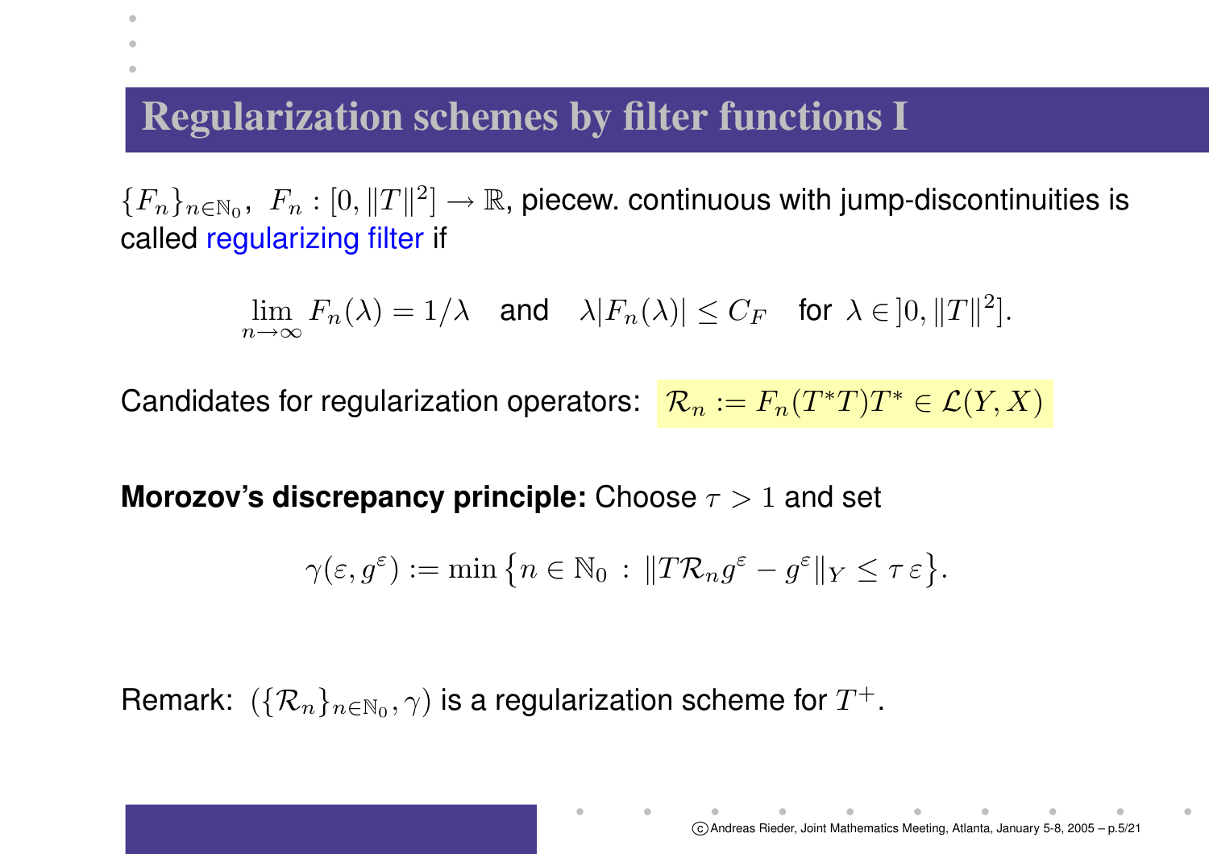# Regularization schemes by filter functions I

$\{F_n\}_{n\in\mathbb{N}_0}$, $F_n : [0, \|T\|^2] \to \mathbb{R}$, piecew. continuous with jump-discontinuities is called regularizing filter if

$$\lim_{n\to\infty} F_n(\lambda) = 1/\lambda \quad \text{and} \quad \lambda|F_n(\lambda)| \le C_F \quad \text{for } \lambda \in ]0, \|T\|^2].$$

Candidates for regularization operators: $\mathcal{R}_n := F_n(T^*T)T^* \in \mathcal{L}(Y, X)$

**Morozov's discrepancy principle:** Choose $\tau > 1$ and set

$$\gamma(\varepsilon, g^\varepsilon) := \min\{n \in \mathbb{N}_0 \,:\, \|T\mathcal{R}_n g^\varepsilon - g^\varepsilon\|_Y \le \tau\,\varepsilon\}.$$

Remark: $(\{\mathcal{R}_n\}_{n\in\mathbb{N}_0}, \gamma)$ is a regularization scheme for $T^+$.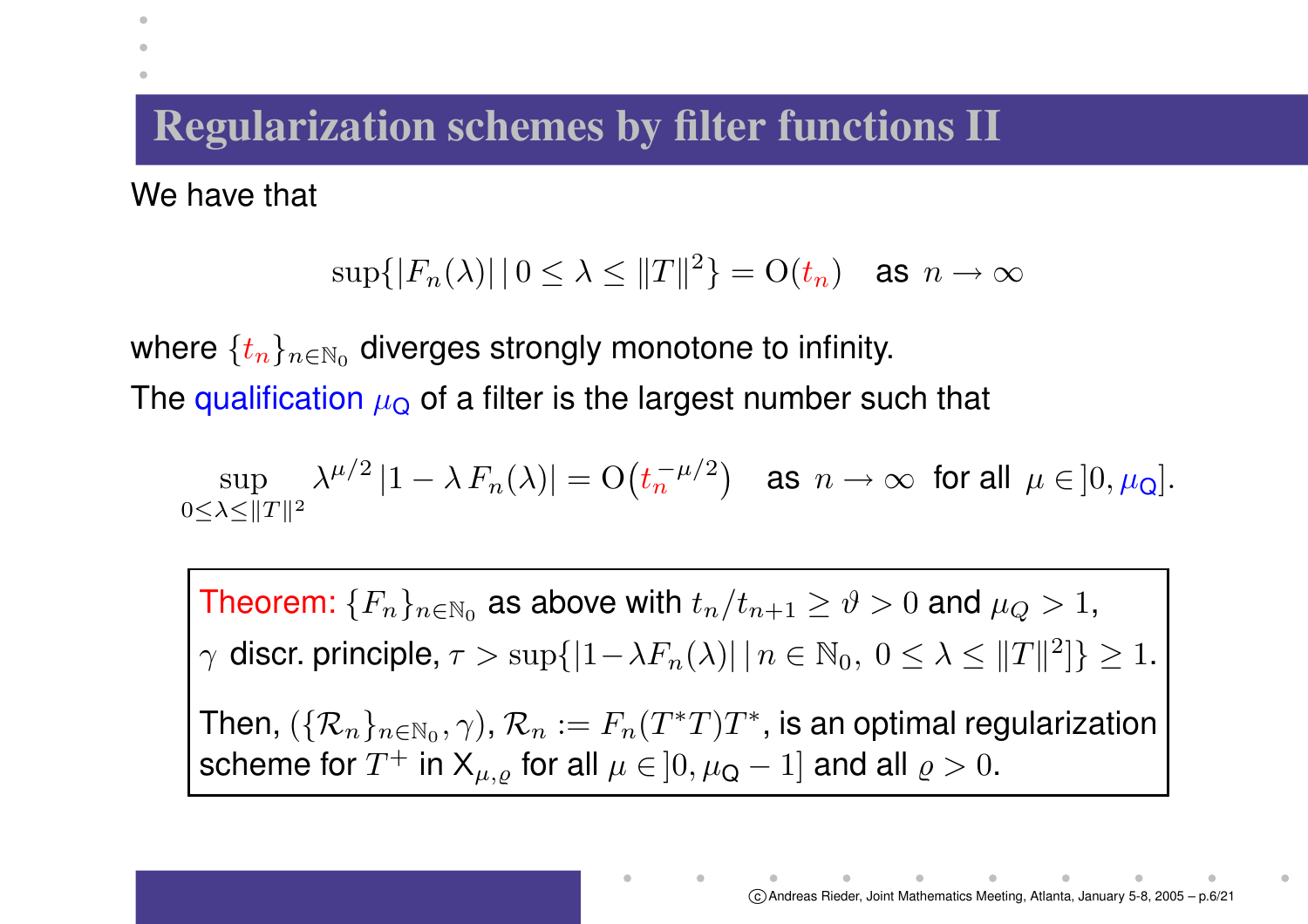# Regularization schemes by filter functions II

We have that

$$\sup\{|F_n(\lambda)| \,|\, 0 \le \lambda \le \|T\|^2\} = \mathrm{O}(t_n) \quad \text{as } n \to \infty$$

where $\{t_n\}_{n\in\mathbb{N}_0}$ diverges strongly monotone to infinity.

The qualification $\mu_{\mathsf{Q}}$ of a filter is the largest number such that

$$\sup_{0\le\lambda\le\|T\|^2} \lambda^{\mu/2}\,|1-\lambda\,F_n(\lambda)| = \mathrm{O}\big(t_n^{-\mu/2}\big) \quad \text{as } n \to \infty \text{ for all } \mu \in\, ]0, \mu_{\mathsf{Q}}].$$

> **Theorem:** $\{F_n\}_{n\in\mathbb{N}_0}$ as above with $t_n/t_{n+1} \ge \vartheta > 0$ and $\mu_Q > 1$, $\gamma$ discr. principle, $\tau > \sup\{|1-\lambda F_n(\lambda)| \,|\, n \in \mathbb{N}_0,\ 0 \le \lambda \le \|T\|^2]\} \ge 1$.
>
> Then, $(\{\mathcal{R}_n\}_{n\in\mathbb{N}_0}, \gamma)$, $\mathcal{R}_n := F_n(T^*T)T^*$, is an optimal regularization scheme for $T^+$ in $\mathsf{X}_{\mu,\varrho}$ for all $\mu \in\, ]0, \mu_{\mathsf{Q}} - 1]$ and all $\varrho > 0$.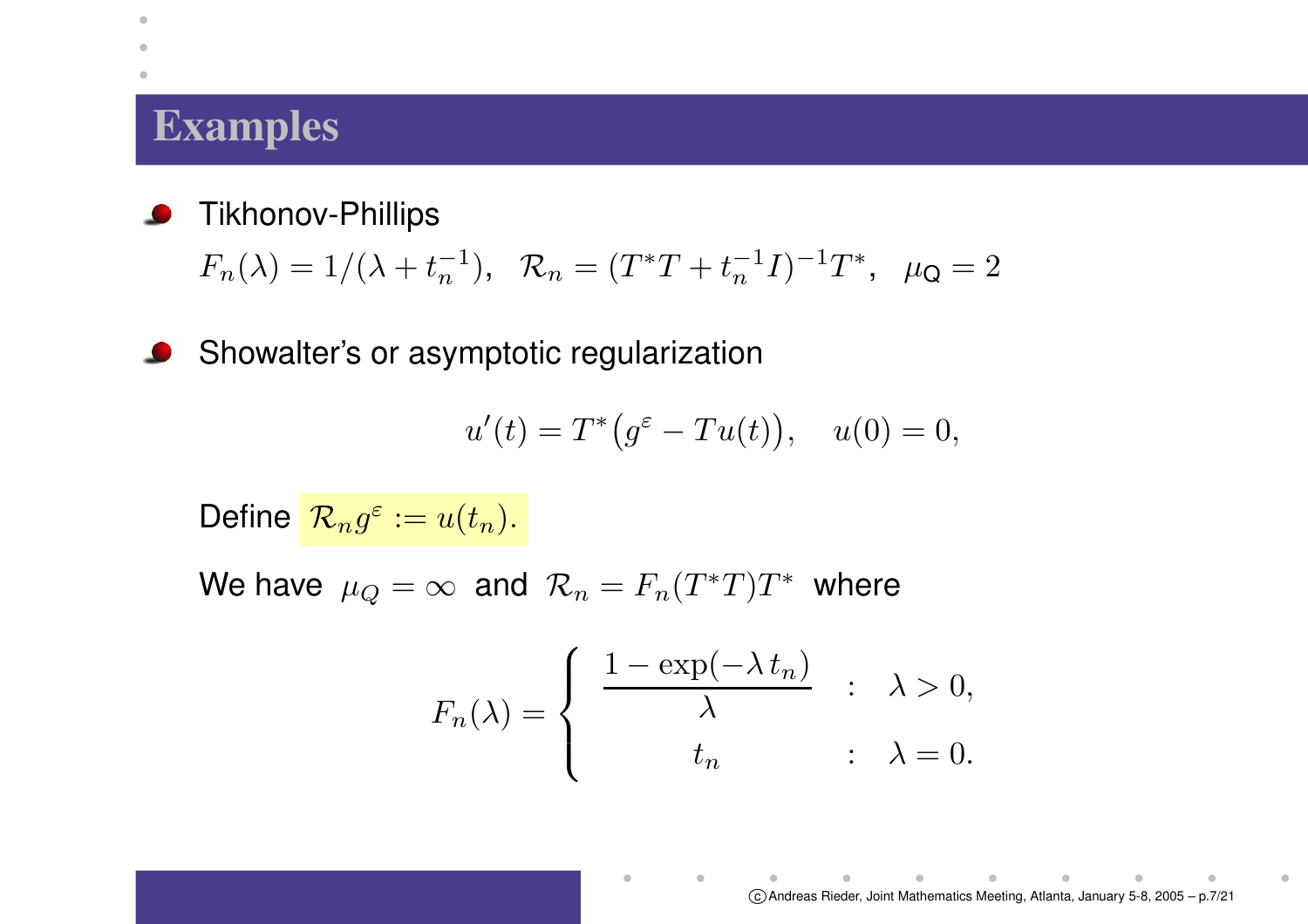# Examples

- Tikhonov-Phillips

  $F_n(\lambda) = 1/(\lambda + t_n^{-1}), \quad \mathcal{R}_n = (T^*T + t_n^{-1} I)^{-1} T^*, \quad \mu_{\mathsf{Q}} = 2$

- Showalter's or asymptotic regularization

$$u'(t) = T^*\big(g^\varepsilon - Tu(t)\big), \quad u(0) = 0,$$

  Define $\mathcal{R}_n g^\varepsilon := u(t_n)$.

  We have $\mu_Q = \infty$ and $\mathcal{R}_n = F_n(T^*T)T^*$ where

$$F_n(\lambda) = \begin{cases} \dfrac{1 - \exp(-\lambda\, t_n)}{\lambda} & : \quad \lambda > 0, \\ t_n & : \quad \lambda = 0. \end{cases}$$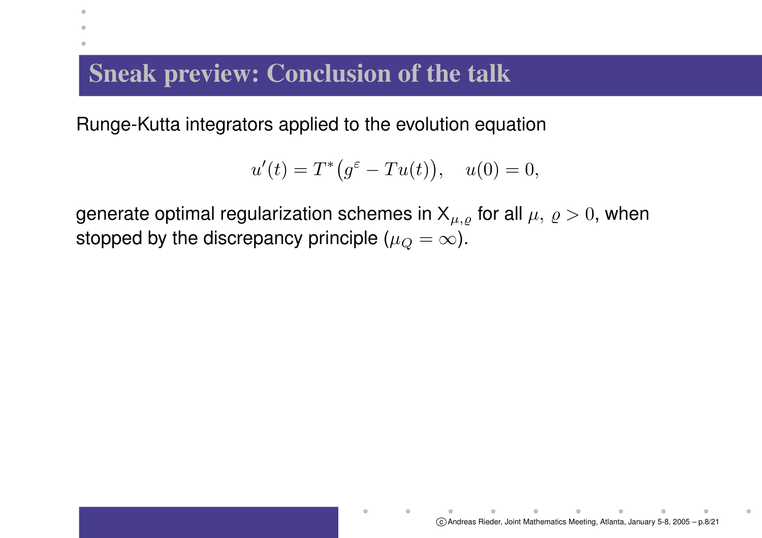# Sneak preview: Conclusion of the talk

Runge-Kutta integrators applied to the evolution equation

$$u'(t) = T^*\big(g^\varepsilon - Tu(t)\big), \quad u(0) = 0,$$

generate optimal regularization schemes in $\mathsf{X}_{\mu,\varrho}$ for all $\mu,\ \varrho > 0$, when stopped by the discrepancy principle ($\mu_Q = \infty$).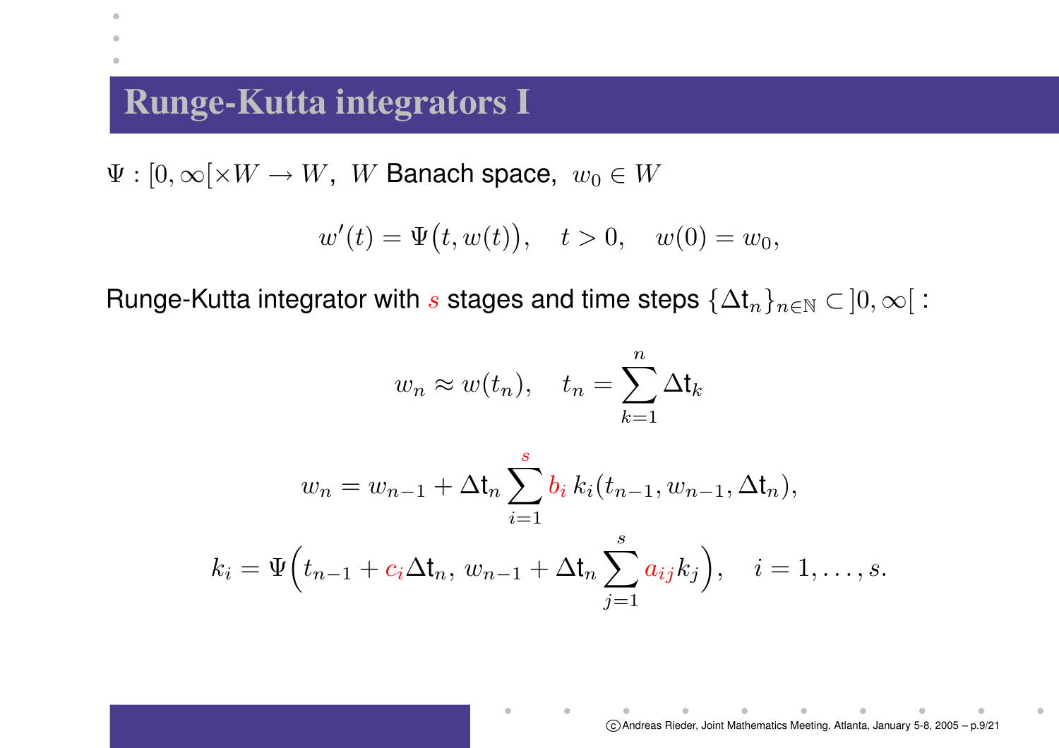# Runge-Kutta integrators I

$\Psi : [0, \infty[ \times W \to W$, $W$ Banach space, $w_0 \in W$

$$w'(t) = \Psi\big(t, w(t)\big), \quad t > 0, \quad w(0) = w_0,$$

Runge-Kutta integrator with $s$ stages and time steps $\{\Delta \mathsf{t}_n\}_{n \in \mathbb{N}} \subset ]0, \infty[$ :

$$w_n \approx w(t_n), \quad t_n = \sum_{k=1}^{n} \Delta \mathsf{t}_k$$

$$w_n = w_{n-1} + \Delta \mathsf{t}_n \sum_{i=1}^{s} b_i \, k_i(t_{n-1}, w_{n-1}, \Delta \mathsf{t}_n),$$

$$k_i = \Psi\Big(t_{n-1} + c_i \Delta \mathsf{t}_n, \, w_{n-1} + \Delta \mathsf{t}_n \sum_{j=1}^{s} a_{ij} k_j\Big), \quad i = 1, \ldots, s.$$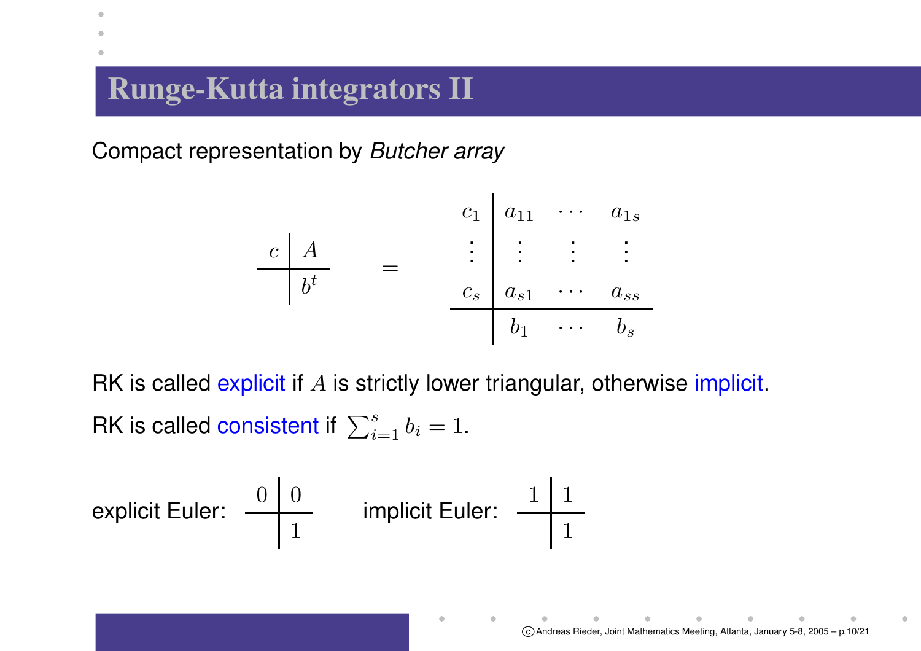# Runge-Kutta integrators II

Compact representation by *Butcher array*

$$
\begin{array}{c|c} c & A \\ \hline & b^t \end{array} \quad = \quad \begin{array}{c|ccc} c_1 & a_{11} & \cdots & a_{1s} \\ \vdots & \vdots & \vdots & \vdots \\ c_s & a_{s1} & \cdots & a_{ss} \\ \hline & b_1 & \cdots & b_s \end{array}
$$

RK is called explicit if $A$ is strictly lower triangular, otherwise implicit.

RK is called consistent if $\sum_{i=1}^{s} b_i = 1$.

explicit Euler: $\begin{array}{c|c} 0 & 0 \\ \hline & 1 \end{array}$ implicit Euler: $\begin{array}{c|c} 1 & 1 \\ \hline & 1 \end{array}$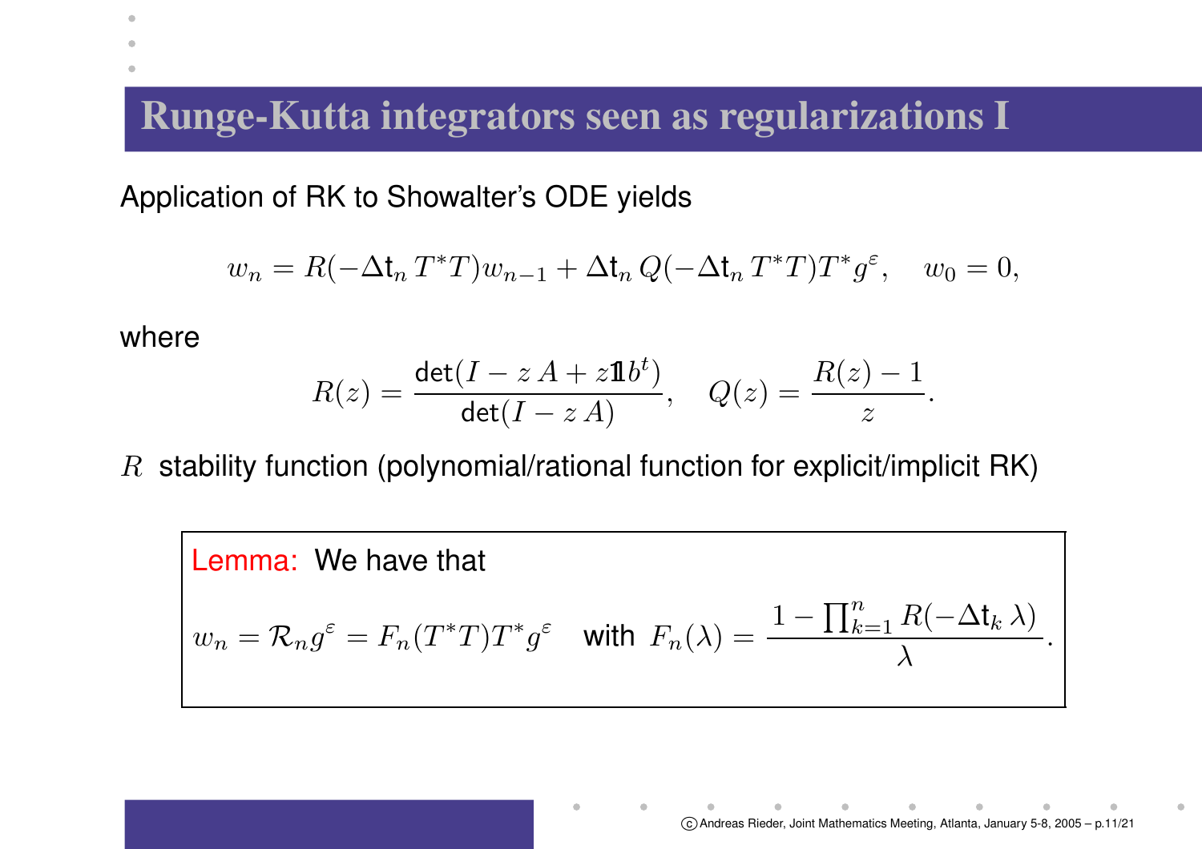# Runge-Kutta integrators seen as regularizations I

Application of RK to Showalter's ODE yields

$$w_n = R(-\Delta t_n \, T^*T) w_{n-1} + \Delta t_n \, Q(-\Delta t_n \, T^*T) T^* g^\varepsilon, \quad w_0 = 0,$$

where

$$R(z) = \frac{\det(I - z\,A + z\mathbb{1}b^t)}{\det(I - z\,A)}, \quad Q(z) = \frac{R(z) - 1}{z}.$$

$R$ stability function (polynomial/rational function for explicit/implicit RK)

**Lemma:** We have that

$$w_n = \mathcal{R}_n g^\varepsilon = F_n(T^*T) T^* g^\varepsilon \quad \text{with } F_n(\lambda) = \frac{1 - \prod_{k=1}^n R(-\Delta t_k \, \lambda)}{\lambda}.$$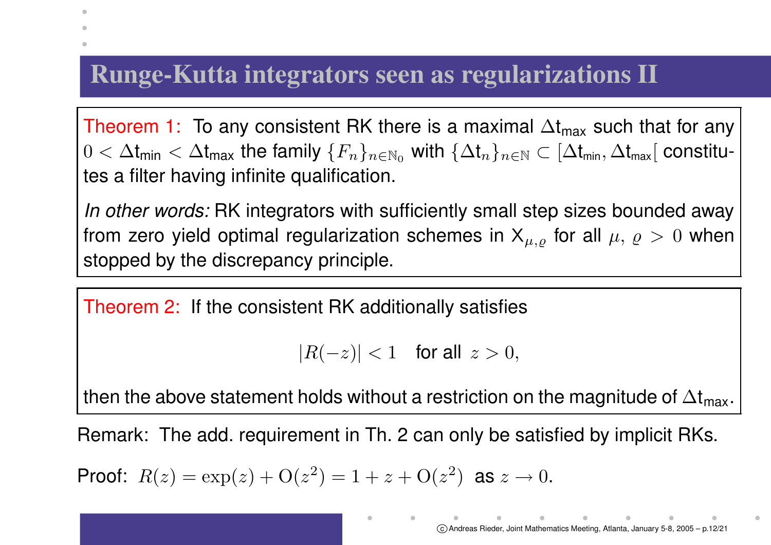# Runge-Kutta integrators seen as regularizations II

**Theorem 1:** To any consistent RK there is a maximal $\Delta t_{\max}$ such that for any $0 < \Delta t_{\min} < \Delta t_{\max}$ the family $\{F_n\}_{n\in\mathbb{N}_0}$ with $\{\Delta t_n\}_{n\in\mathbb{N}} \subset [\Delta t_{\min}, \Delta t_{\max}[$ constitutes a filter having infinite qualification.

*In other words:* RK integrators with sufficiently small step sizes bounded away from zero yield optimal regularization schemes in $X_{\mu,\varrho}$ for all $\mu,\, \varrho > 0$ when stopped by the discrepancy principle.

**Theorem 2:** If the consistent RK additionally satisfies

$$|R(-z)| < 1 \quad \text{for all } z > 0,$$

then the above statement holds without a restriction on the magnitude of $\Delta t_{\max}$.

Remark: The add. requirement in Th. 2 can only be satisfied by implicit RKs.

Proof: $R(z) = \exp(z) + O(z^2) = 1 + z + O(z^2)$ as $z \to 0$.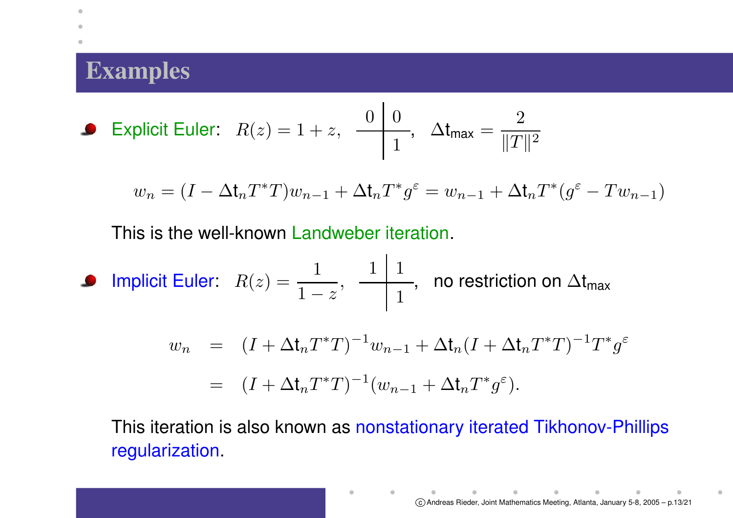# Examples

- Explicit Euler: $R(z) = 1 + z$, $\begin{array}{c|c} 0 & 0 \\ \hline & 1 \end{array}$, $\Delta\mathsf{t}_{\max} = \dfrac{2}{\|T\|^2}$

$$w_n = (I - \Delta\mathsf{t}_n T^* T) w_{n-1} + \Delta\mathsf{t}_n T^* g^\varepsilon = w_{n-1} + \Delta\mathsf{t}_n T^* (g^\varepsilon - T w_{n-1})$$

  This is the well-known Landweber iteration.

- Implicit Euler: $R(z) = \dfrac{1}{1-z}$, $\begin{array}{c|c} 1 & 1 \\ \hline & 1 \end{array}$, no restriction on $\Delta\mathsf{t}_{\max}$

$$\begin{aligned} w_n &= (I + \Delta\mathsf{t}_n T^* T)^{-1} w_{n-1} + \Delta\mathsf{t}_n (I + \Delta\mathsf{t}_n T^* T)^{-1} T^* g^\varepsilon \\ &= (I + \Delta\mathsf{t}_n T^* T)^{-1} (w_{n-1} + \Delta\mathsf{t}_n T^* g^\varepsilon). \end{aligned}$$

  This iteration is also known as nonstationary iterated Tikhonov-Phillips regularization.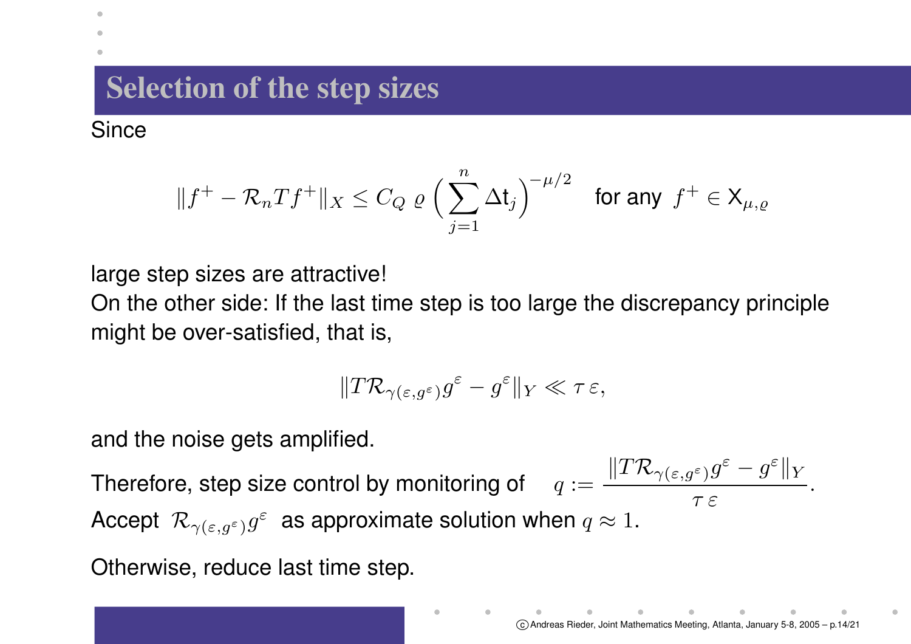# Selection of the step sizes

Since

$$\|f^+ - \mathcal{R}_n T f^+\|_X \le C_Q \, \varrho \left( \sum_{j=1}^{n} \Delta \mathsf{t}_j \right)^{-\mu/2} \quad \text{for any } f^+ \in \mathsf{X}_{\mu,\varrho}$$

large step sizes are attractive!

On the other side: If the last time step is too large the discrepancy principle might be over-satisfied, that is,

$$\|T\mathcal{R}_{\gamma(\varepsilon,g^\varepsilon)} g^\varepsilon - g^\varepsilon\|_Y \ll \tau \, \varepsilon,$$

and the noise gets amplified.

Therefore, step size control by monitoring of $\quad q := \dfrac{\|T\mathcal{R}_{\gamma(\varepsilon,g^\varepsilon)} g^\varepsilon - g^\varepsilon\|_Y}{\tau \, \varepsilon}$.

Accept $\mathcal{R}_{\gamma(\varepsilon,g^\varepsilon)} g^\varepsilon$ as approximate solution when $q \approx 1$.

Otherwise, reduce last time step.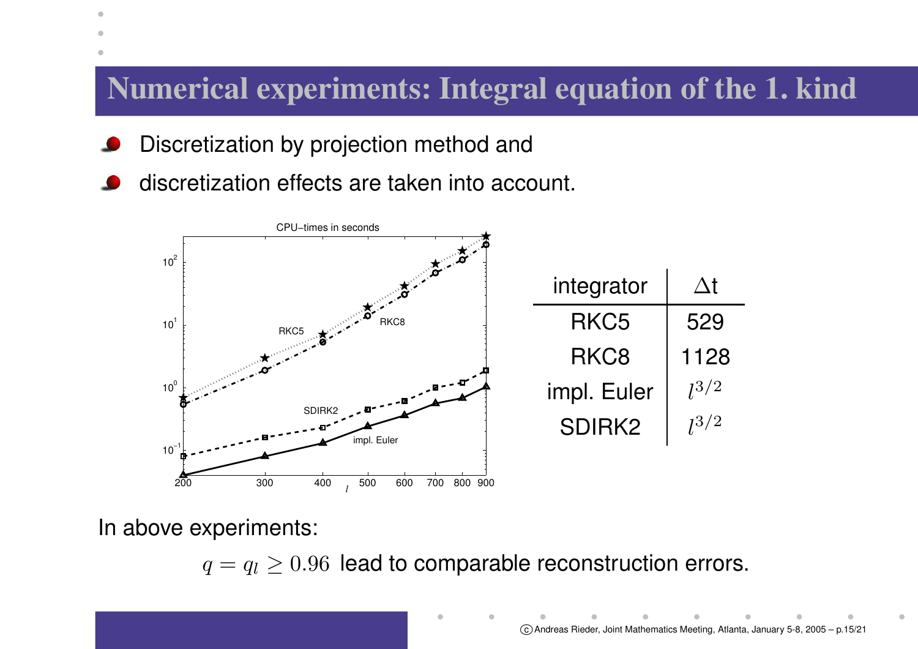# Numerical experiments: Integral equation of the 1. kind

- Discretization by projection method and
- discretization effects are taken into account.

| integrator | Δt |
|---|---|
| RKC5 | 529 |
| RKC8 | 1128 |
| impl. Euler | $l^{3/2}$ |
| SDIRK2 | $l^{3/2}$ |

In above experiments:

$q = q_l \geq 0.96$ lead to comparable reconstruction errors.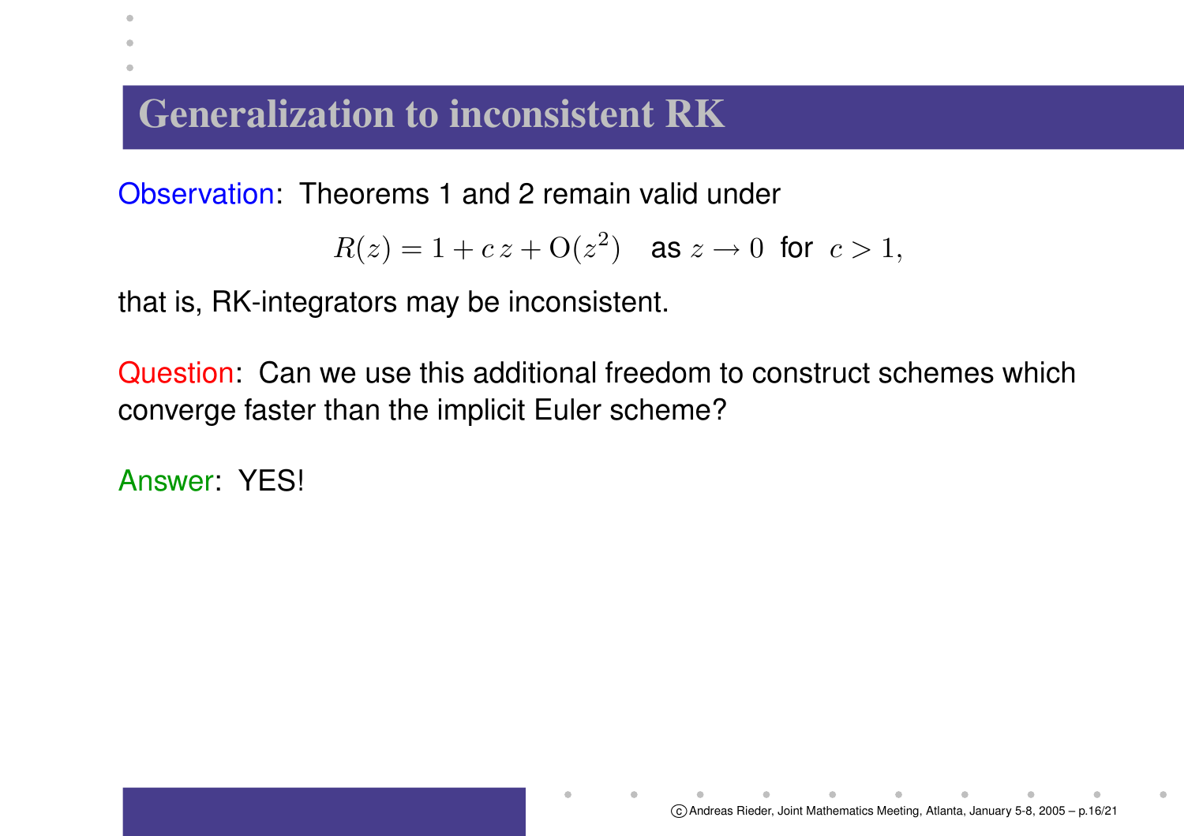# Generalization to inconsistent RK

Observation: Theorems 1 and 2 remain valid under

$$R(z) = 1 + c\,z + \mathrm{O}(z^2) \quad \text{as } z \to 0 \text{ for } c > 1,$$

that is, RK-integrators may be inconsistent.

Question: Can we use this additional freedom to construct schemes which converge faster than the implicit Euler scheme?

Answer: YES!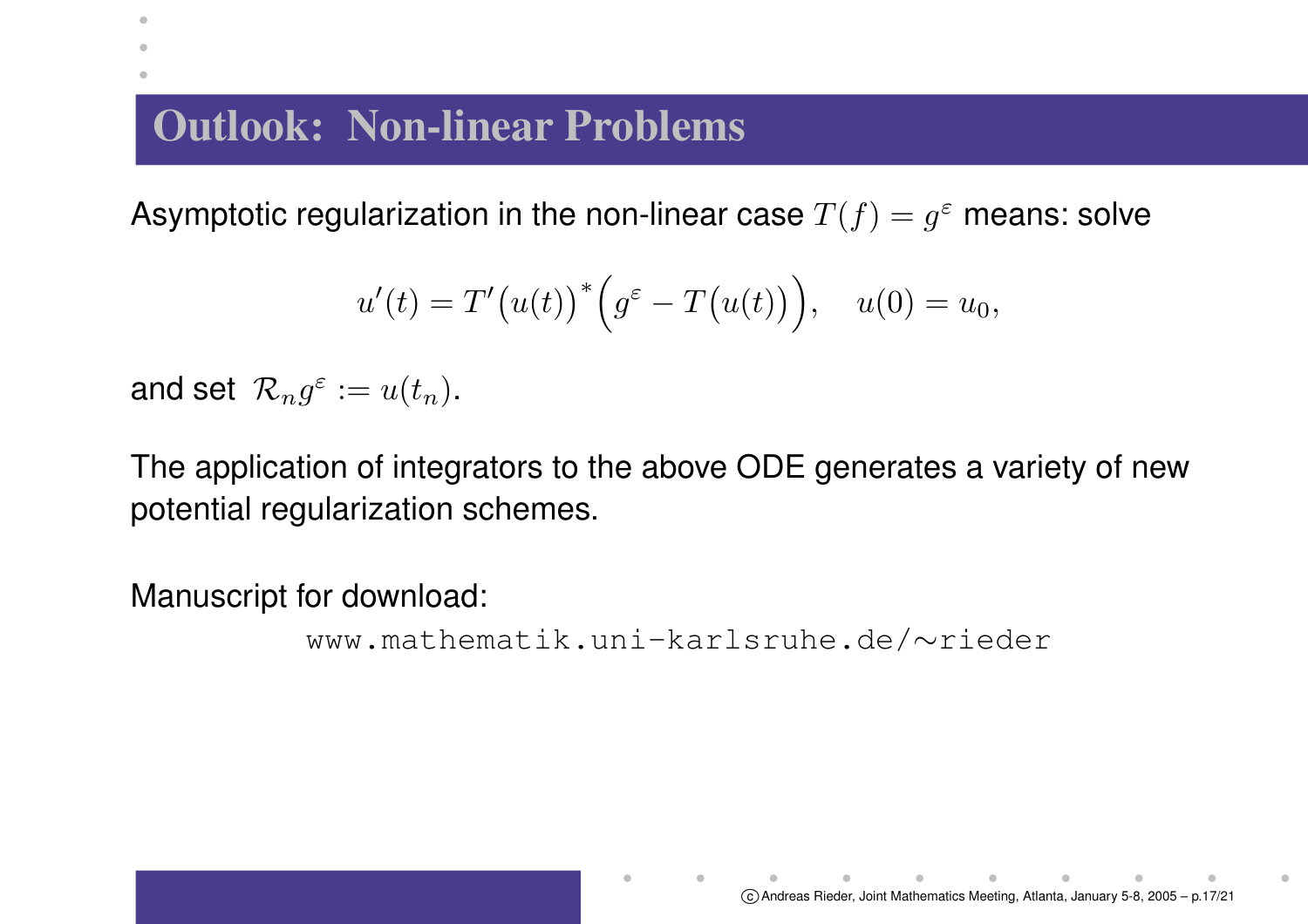# Outlook: Non-linear Problems

Asymptotic regularization in the non-linear case $T(f) = g^\varepsilon$ means: solve

$$u'(t) = T'\big(u(t)\big)^*\Big(g^\varepsilon - T\big(u(t)\big)\Big), \quad u(0) = u_0,$$

and set $\mathcal{R}_n g^\varepsilon := u(t_n)$.

The application of integrators to the above ODE generates a variety of new potential regularization schemes.

Manuscript for download:

www.mathematik.uni-karlsruhe.de/∼rieder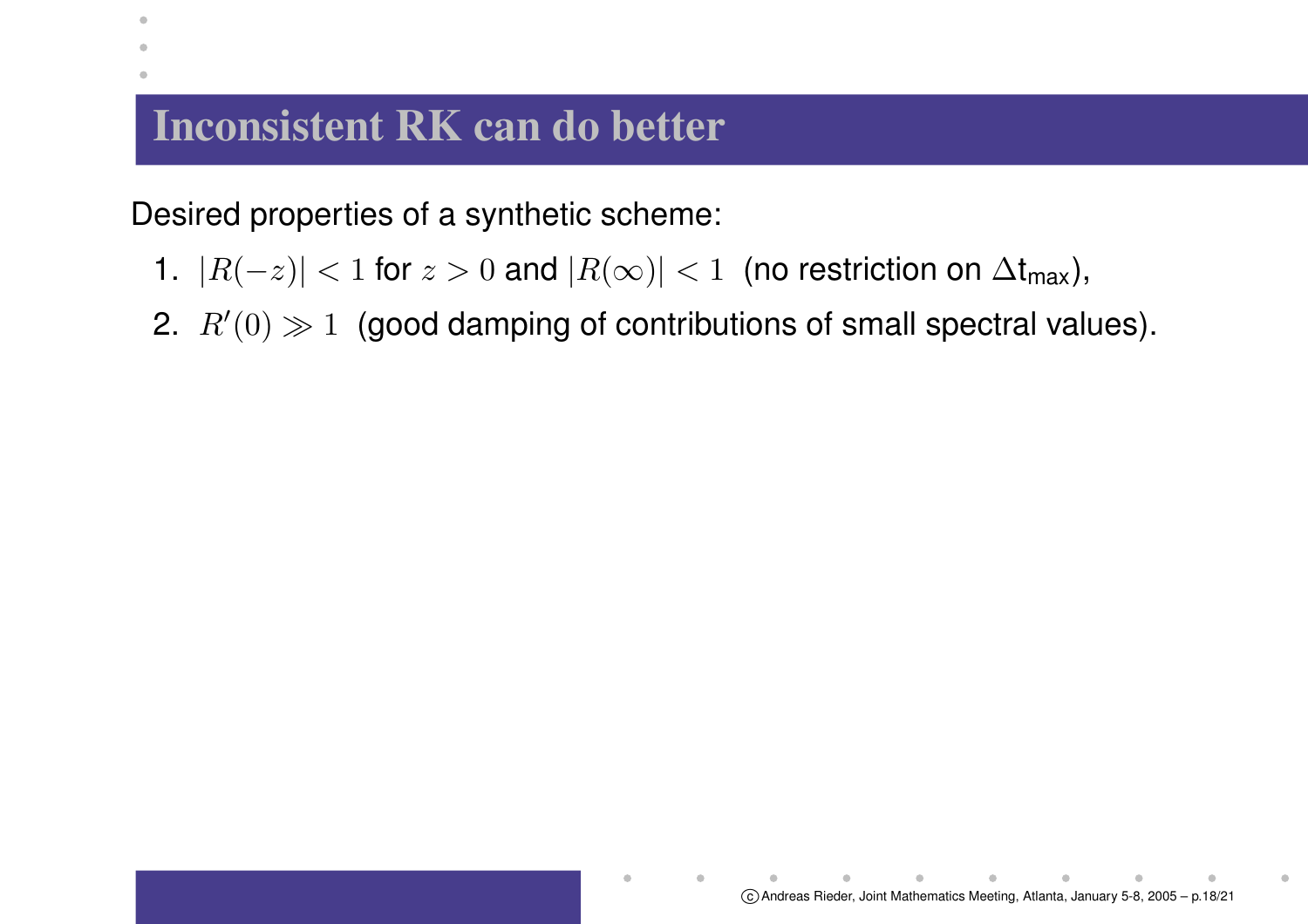# Inconsistent RK can do better

Desired properties of a synthetic scheme:

1. $|R(-z)| < 1$ for $z > 0$ and $|R(\infty)| < 1$ (no restriction on $\Delta t_{\text{max}}$),
2. $R'(0) \gg 1$ (good damping of contributions of small spectral values).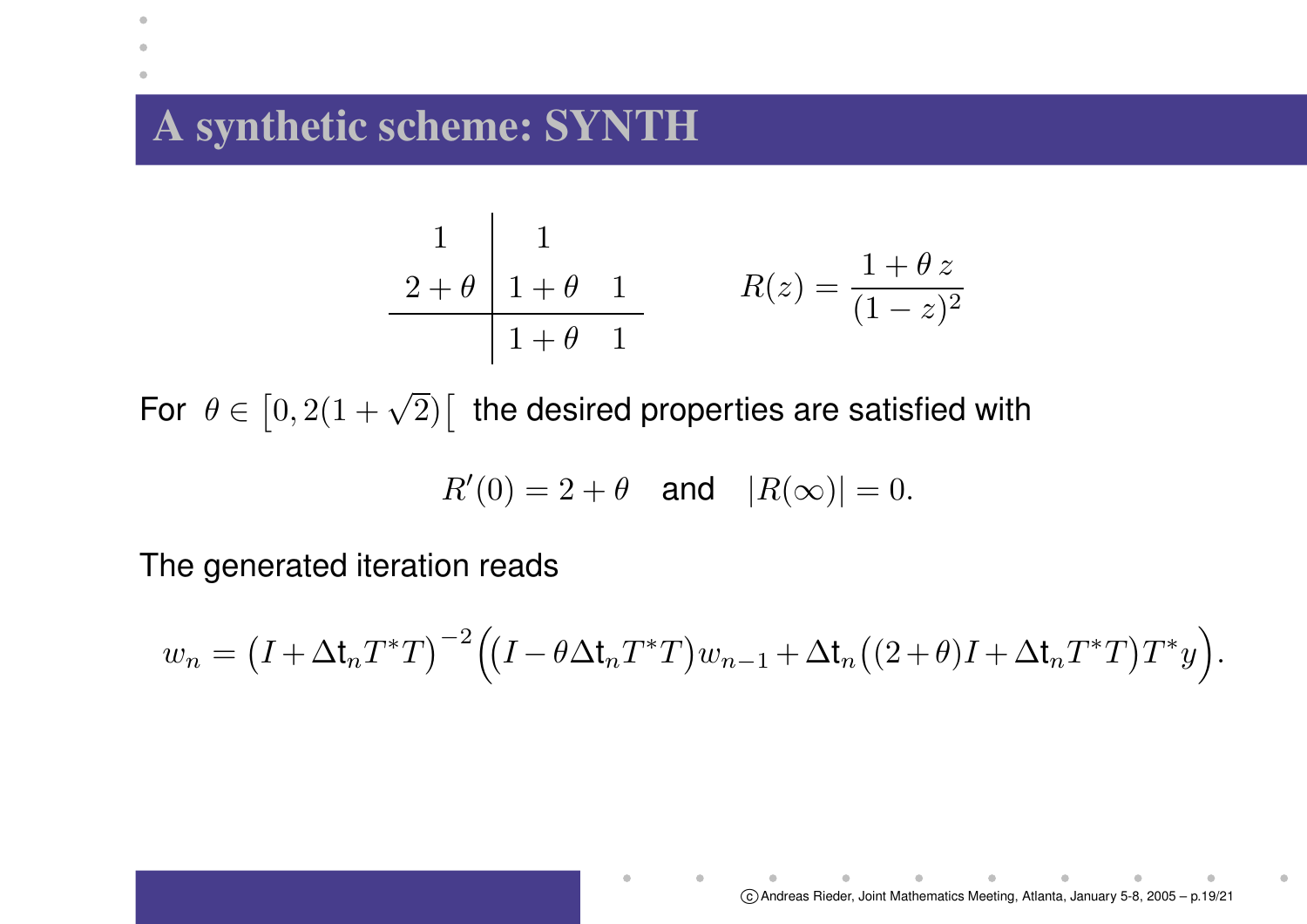# A synthetic scheme: SYNTH

$$
\begin{array}{c|cc}
1 & 1 & \\
2+\theta & 1+\theta & 1 \\
\hline
 & 1+\theta & 1
\end{array}
\qquad
R(z) = \frac{1+\theta\, z}{(1-z)^2}
$$

For $\theta \in \left[0, 2(1+\sqrt{2})\right[$ the desired properties are satisfied with

$$
R'(0) = 2+\theta \quad \text{and} \quad |R(\infty)| = 0.
$$

The generated iteration reads

$$
w_n = \left(I + \Delta \mathsf{t}_n T^*T\right)^{-2}\Big(\left(I - \theta \Delta \mathsf{t}_n T^*T\right) w_{n-1} + \Delta \mathsf{t}_n \left((2+\theta) I + \Delta \mathsf{t}_n T^*T\right) T^* y\Big).
$$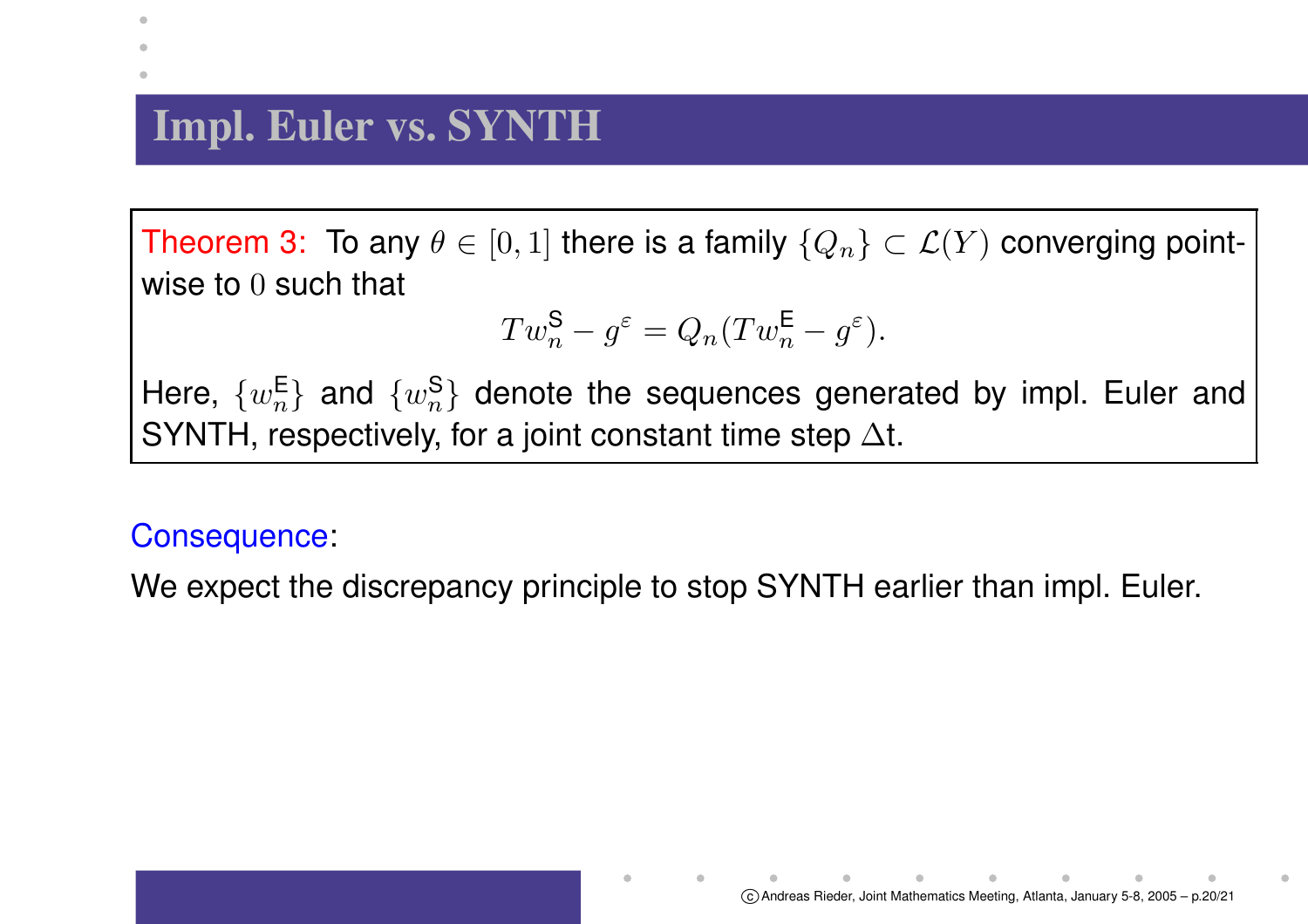# Impl. Euler vs. SYNTH

**Theorem 3:** To any $\theta \in [0,1]$ there is a family $\{Q_n\} \subset \mathcal{L}(Y)$ converging pointwise to $0$ such that

$$T w_n^{\mathsf{S}} - g^{\varepsilon} = Q_n (T w_n^{\mathsf{E}} - g^{\varepsilon}).$$

Here, $\{w_n^{\mathsf{E}}\}$ and $\{w_n^{\mathsf{S}}\}$ denote the sequences generated by impl. Euler and SYNTH, respectively, for a joint constant time step $\Delta$t.

Consequence:

We expect the discrepancy principle to stop SYNTH earlier than impl. Euler.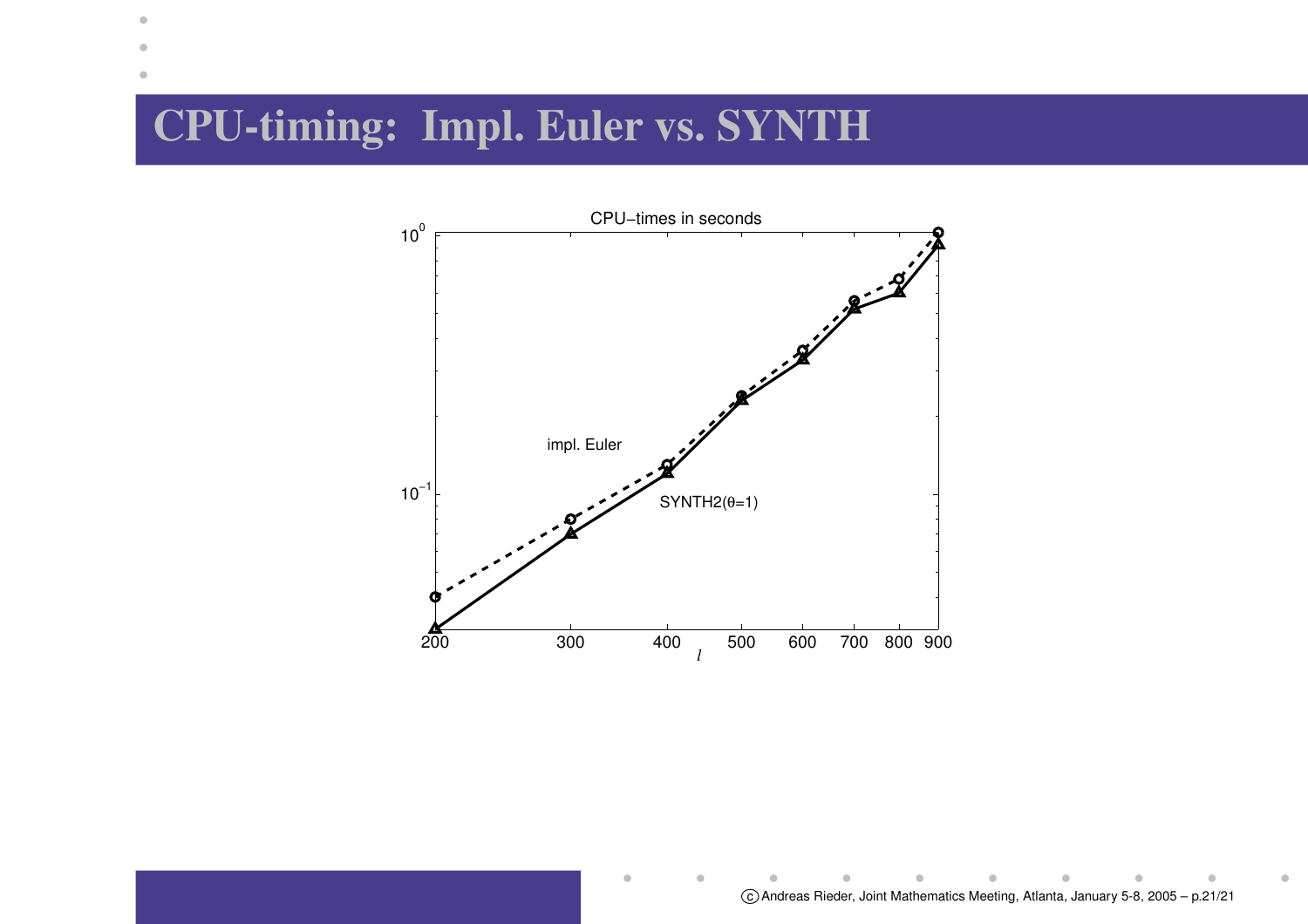# CPU-timing: Impl. Euler vs. SYNTH

CPU−times in seconds

$10^0$

$10^{-1}$

impl. Euler

SYNTH2(θ=1)

200 300 400 500 600 700 800 900

$l$